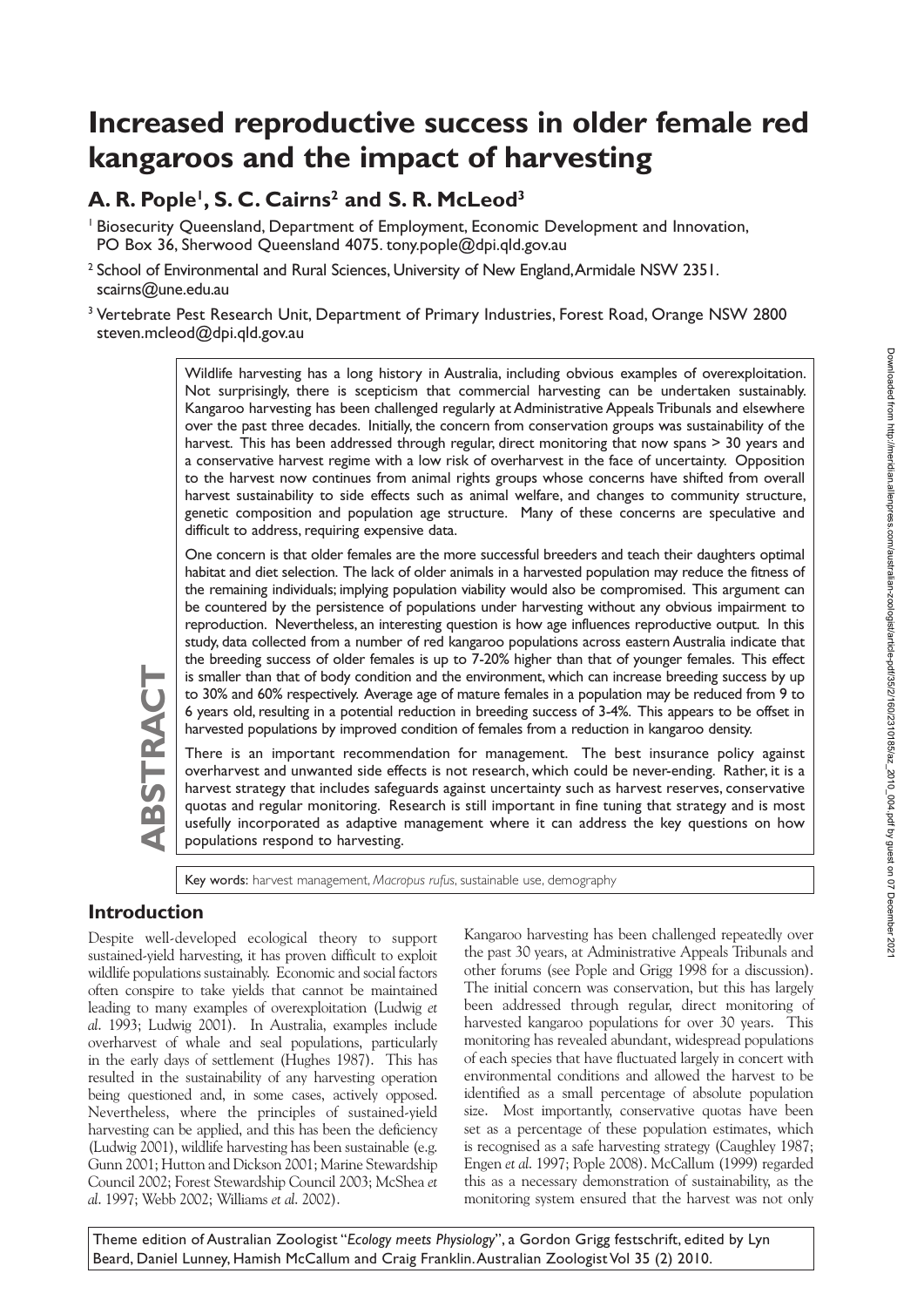# Increased reproductive success in older female red kangaroos and the impact of harvesting

## A. R. Pople[1], S. C. Cairns[2] and S. R. McLeod[3]

[1] Biosecurity Queensland, Department of Employment, Economic Development and Innovation, PO Box 36, Sherwood Queensland 4075. tony.pople@dpi.qld.gov.au

[2] School of Environmental and Rural Sciences, University of New England, Armidale NSW 2351. scairns@une.edu.au

[3] Vertebrate Pest Research Unit, Department of Primary Industries, Forest Road, Orange NSW 2800 steven.mcleod@dpi.qld.gov.au

## ABSTRACT

Wildlife harvesting has a long history in Australia, including obvious examples of overexploitation. Not surprisingly, there is scepticism that commercial harvesting can be undertaken sustainably. Kangaroo harvesting has been challenged regularly at Administrative Appeals Tribunals and elsewhere over the past three decades. Initially, the concern from conservation groups was sustainability of the harvest. This has been addressed through regular, direct monitoring that now spans > 30 years and a conservative harvest regime with a low risk of overharvest in the face of uncertainty. Opposition to the harvest now continues from animal rights groups whose concerns have shifted from overall harvest sustainability to side effects such as animal welfare, and changes to community structure, genetic composition and population age structure. Many of these concerns are speculative and difficult to address, requiring expensive data.

One concern is that older females are the more successful breeders and teach their daughters optimal habitat and diet selection. The lack of older animals in a harvested population may reduce the fitness of the remaining individuals; implying population viability would also be compromised. This argument can be countered by the persistence of populations under harvesting without any obvious impairment to reproduction. Nevertheless, an interesting question is how age influences reproductive output. In this study, data collected from a number of red kangaroo populations across eastern Australia indicate that the breeding success of older females is up to 7-20% higher than that of younger females. This effect is smaller than that of body condition and the environment, which can increase breeding success by up to 30% and 60% respectively. Average age of mature females in a population may be reduced from 9 to 6 years old, resulting in a potential reduction in breeding success of 3-4%. This appears to be offset in harvested populations by improved condition of females from a reduction in kangaroo density.

There is an important recommendation for management. The best insurance policy against overharvest and unwanted side effects is not research, which could be never-ending. Rather, it is a harvest strategy that includes safeguards against uncertainty such as harvest reserves, conservative quotas and regular monitoring. Research is still important in fine tuning that strategy and is most usefully incorporated as adaptive management where it can address the key questions on how populations respond to harvesting.

Key words: harvest management, *Macropus rufus*, sustainable use, demography

## Introduction

Despite well-developed ecological theory to support sustained-yield harvesting, it has proven difficult to exploit wildlife populations sustainably. Economic and social factors often conspire to take yields that cannot be maintained leading to many examples of overexploitation (Ludwig *et al*. 1993; Ludwig 2001). In Australia, examples include overharvest of whale and seal populations, particularly in the early days of settlement (Hughes 1987). This has resulted in the sustainability of any harvesting operation being questioned and, in some cases, actively opposed. Nevertheless, where the principles of sustained-yield harvesting can be applied, and this has been the deficiency (Ludwig 2001), wildlife harvesting has been sustainable (e.g. Gunn 2001; Hutton and Dickson 2001; Marine Stewardship Council 2002; Forest Stewardship Council 2003; McShea *et al*. 1997; Webb 2002; Williams *et al*. 2002).

Kangaroo harvesting has been challenged repeatedly over the past 30 years, at Administrative Appeals Tribunals and other forums (see Pople and Grigg 1998 for a discussion). The initial concern was conservation, but this has largely been addressed through regular, direct monitoring of harvested kangaroo populations for over 30 years. This monitoring has revealed abundant, widespread populations of each species that have fluctuated largely in concert with environmental conditions and allowed the harvest to be identified as a small percentage of absolute population size. Most importantly, conservative quotas have been set as a percentage of these population estimates, which is recognised as a safe harvesting strategy (Caughley 1987; Engen *et al*. 1997; Pople 2008). McCallum (1999) regarded this as a necessary demonstration of sustainability, as the monitoring system ensured that the harvest was not only

Theme edition of Australian Zoologist "*Ecology meets Physiology*", a Gordon Grigg festschrift, edited by Lyn Beard, Daniel Lunney, Hamish McCallum and Craig Franklin. Australian Zoologist Vol 35 (2) 2010.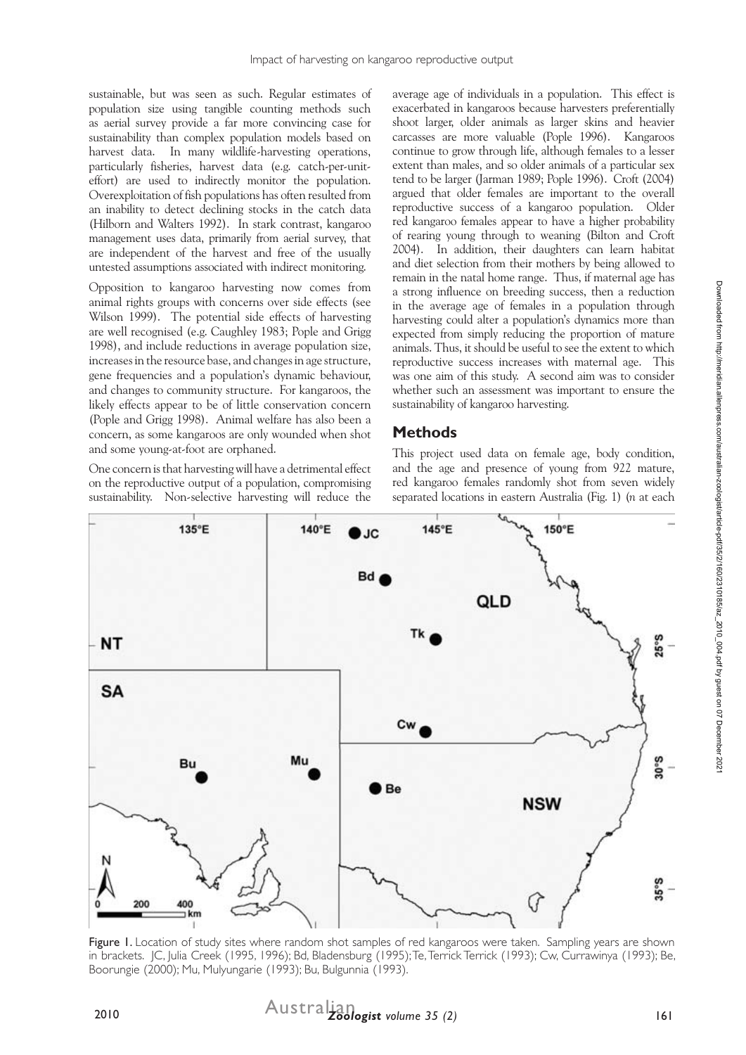sustainable, but was seen as such. Regular estimates of population size using tangible counting methods such as aerial survey provide a far more convincing case for sustainability than complex population models based on harvest data. In many wildlife-harvesting operations, particularly fisheries, harvest data (e.g. catch-per-unit-effort) are used to indirectly monitor the population. Overexploitation of fish populations has often resulted from an inability to detect declining stocks in the catch data (Hilborn and Walters 1992). In stark contrast, kangaroo management uses data, primarily from aerial survey, that are independent of the harvest and free of the usually untested assumptions associated with indirect monitoring.

Opposition to kangaroo harvesting now comes from animal rights groups with concerns over side effects (see Wilson 1999). The potential side effects of harvesting are well recognised (e.g. Caughley 1983; Pople and Grigg 1998), and include reductions in average population size, increases in the resource base, and changes in age structure, gene frequencies and a population's dynamic behaviour, and changes to community structure. For kangaroos, the likely effects appear to be of little conservation concern (Pople and Grigg 1998). Animal welfare has also been a concern, as some kangaroos are only wounded when shot and some young-at-foot are orphaned.

One concern is that harvesting will have a detrimental effect on the reproductive output of a population, compromising sustainability. Non-selective harvesting will reduce the average age of individuals in a population. This effect is exacerbated in kangaroos because harvesters preferentially shoot larger, older animals as larger skins and heavier carcasses are more valuable (Pople 1996). Kangaroos continue to grow through life, although females to a lesser extent than males, and so older animals of a particular sex tend to be larger (Jarman 1989; Pople 1996). Croft (2004) argued that older females are important to the overall reproductive success of a kangaroo population. Older red kangaroo females appear to have a higher probability of rearing young through to weaning (Bilton and Croft 2004). In addition, their daughters can learn habitat and diet selection from their mothers by being allowed to remain in the natal home range. Thus, if maternal age has a strong influence on breeding success, then a reduction in the average age of females in a population through harvesting could alter a population's dynamics more than expected from simply reducing the proportion of mature animals. Thus, it should be useful to see the extent to which reproductive success increases with maternal age. This was one aim of this study. A second aim was to consider whether such an assessment was important to ensure the sustainability of kangaroo harvesting.

## Methods

This project used data on female age, body condition, and the age and presence of young from 922 mature, red kangaroo females randomly shot from seven widely separated locations in eastern Australia (Fig. 1) (*n* at each

Figure 1. Location of study sites where random shot samples of red kangaroos were taken. Sampling years are shown in brackets. JC, Julia Creek (1995, 1996); Bd, Bladensburg (1995); Te, Terrick Terrick (1993); Cw, Currawinya (1993); Be, Boorungie (2000); Mu, Mulyungarie (1993); Bu, Bulgunnia (1993).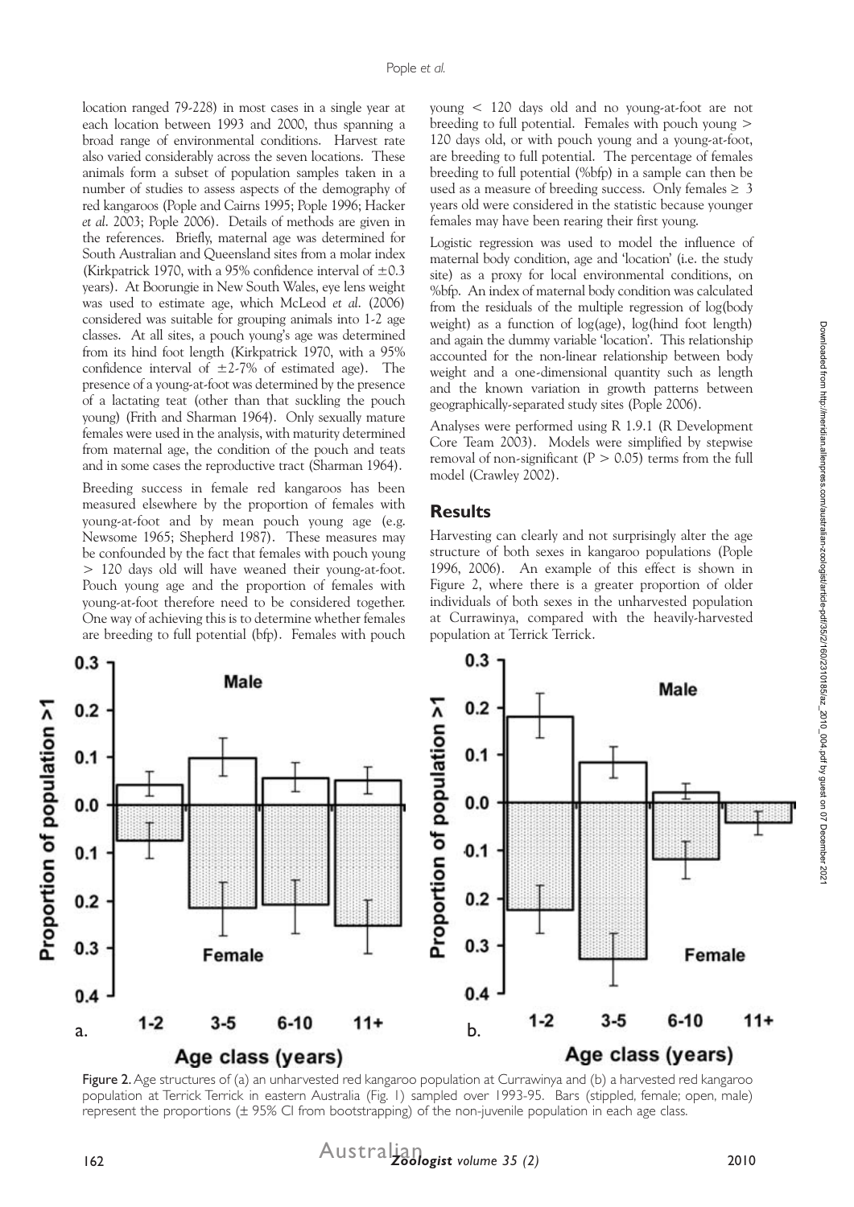location ranged 79-228) in most cases in a single year at each location between 1993 and 2000, thus spanning a broad range of environmental conditions. Harvest rate also varied considerably across the seven locations. These animals form a subset of population samples taken in a number of studies to assess aspects of the demography of red kangaroos (Pople and Cairns 1995; Pople 1996; Hacker *et al.* 2003; Pople 2006). Details of methods are given in the references. Briefly, maternal age was determined for South Australian and Queensland sites from a molar index (Kirkpatrick 1970, with a 95% confidence interval of ±0.3 years). At Boorungie in New South Wales, eye lens weight was used to estimate age, which McLeod *et al.* (2006) considered was suitable for grouping animals into 1-2 age classes. At all sites, a pouch young's age was determined from its hind foot length (Kirkpatrick 1970, with a 95% confidence interval of ±2-7% of estimated age). The presence of a young-at-foot was determined by the presence of a lactating teat (other than that suckling the pouch young) (Frith and Sharman 1964). Only sexually mature females were used in the analysis, with maturity determined from maternal age, the condition of the pouch and teats and in some cases the reproductive tract (Sharman 1964).

Breeding success in female red kangaroos has been measured elsewhere by the proportion of females with young-at-foot and by mean pouch young age (e.g. Newsome 1965; Shepherd 1987). These measures may be confounded by the fact that females with pouch young > 120 days old will have weaned their young-at-foot. Pouch young age and the proportion of females with young-at-foot therefore need to be considered together. One way of achieving this is to determine whether females are breeding to full potential (bfp). Females with pouch young < 120 days old and no young-at-foot are not breeding to full potential. Females with pouch young > 120 days old, or with pouch young and a young-at-foot, are breeding to full potential. The percentage of females breeding to full potential (%bfp) in a sample can then be used as a measure of breeding success. Only females ≥ 3 years old were considered in the statistic because younger females may have been rearing their first young.

Logistic regression was used to model the influence of maternal body condition, age and 'location' (i.e. the study site) as a proxy for local environmental conditions, on %bfp. An index of maternal body condition was calculated from the residuals of the multiple regression of log(body weight) as a function of log(age), log(hind foot length) and again the dummy variable 'location'. This relationship accounted for the non-linear relationship between body weight and a one-dimensional quantity such as length and the known variation in growth patterns between geographically-separated study sites (Pople 2006).

Analyses were performed using R 1.9.1 (R Development Core Team 2003). Models were simplified by stepwise removal of non-significant ($P > 0.05$) terms from the full model (Crawley 2002).

## Results

Harvesting can clearly and not surprisingly alter the age structure of both sexes in kangaroo populations (Pople 1996, 2006). An example of this effect is shown in Figure 2, where there is a greater proportion of older individuals of both sexes in the unharvested population at Currawinya, compared with the heavily-harvested population at Terrick Terrick.

Figure 2. Age structures of (a) an unharvested red kangaroo population at Currawinya and (b) a harvested red kangaroo population at Terrick Terrick in eastern Australia (Fig. 1) sampled over 1993-95. Bars (stippled, female; open, male) represent the proportions (± 95% CI from bootstrapping) of the non-juvenile population in each age class.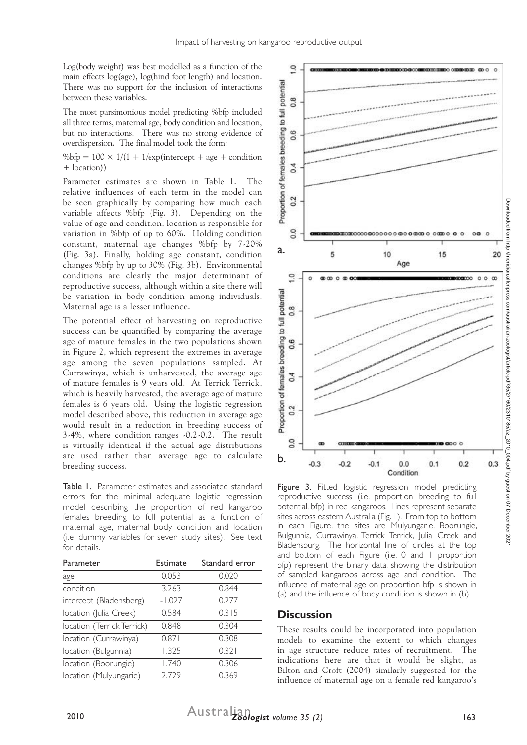Log(body weight) was best modelled as a function of the main effects log(age), log(hind foot length) and location. There was no support for the inclusion of interactions between these variables.

The most parsimonious model predicting %bfp included all three terms, maternal age, body condition and location, but no interactions. There was no strong evidence of overdispersion. The final model took the form:

$$\%\text{bfp} = 100 \times 1/(1 + 1/\exp(\text{intercept} + \text{age} + \text{condition} + \text{location}))$$

Parameter estimates are shown in Table 1. The relative influences of each term in the model can be seen graphically by comparing how much each variable affects %bfp (Fig. 3). Depending on the value of age and condition, location is responsible for variation in %bfp of up to 60%. Holding condition constant, maternal age changes %bfp by 7-20% (Fig. 3a). Finally, holding age constant, condition changes %bfp by up to 30% (Fig. 3b). Environmental conditions are clearly the major determinant of reproductive success, although within a site there will be variation in body condition among individuals. Maternal age is a lesser influence.

The potential effect of harvesting on reproductive success can be quantified by comparing the average age of mature females in the two populations shown in Figure 2, which represent the extremes in average age among the seven populations sampled. At Currawinya, which is unharvested, the average age of mature females is 9 years old. At Terrick Terrick, which is heavily harvested, the average age of mature females is 6 years old. Using the logistic regression model described above, this reduction in average age would result in a reduction in breeding success of 3-4%, where condition ranges -0.2-0.2. The result is virtually identical if the actual age distributions are used rather than average age to calculate breeding success.

Table 1. Parameter estimates and associated standard errors for the minimal adequate logistic regression model describing the proportion of red kangaroo females breeding to full potential as a function of maternal age, maternal body condition and location (i.e. dummy variables for seven study sites). See text for details.

| Parameter | Estimate | Standard error |
|---|---|---|
| age | 0.053 | 0.020 |
| condition | 3.263 | 0.844 |
| intercept (Bladensberg) | -1.027 | 0.277 |
| location (Julia Creek) | 0.584 | 0.315 |
| location (Terrick Terrick) | 0.848 | 0.304 |
| location (Currawinya) | 0.871 | 0.308 |
| location (Bulgunnia) | 1.325 | 0.321 |
| location (Boorungie) | 1.740 | 0.306 |
| location (Mulyungarie) | 2.729 | 0.369 |

Figure 3. Fitted logistic regression model predicting reproductive success (i.e. proportion breeding to full potential, bfp) in red kangaroos. Lines represent separate sites across eastern Australia (Fig. 1). From top to bottom in each Figure, the sites are Mulyungarie, Boorungie, Bulgunnia, Currawinya, Terrick Terrick, Julia Creek and Bladensburg. The horizontal line of circles at the top and bottom of each Figure (i.e. 0 and 1 proportion bfp) represent the binary data, showing the distribution of sampled kangaroos across age and condition. The influence of maternal age on proportion bfp is shown in (a) and the influence of body condition is shown in (b).

## Discussion

These results could be incorporated into population models to examine the extent to which changes in age structure reduce rates of recruitment. The indications here are that it would be slight, as Bilton and Croft (2004) similarly suggested for the influence of maternal age on a female red kangaroo's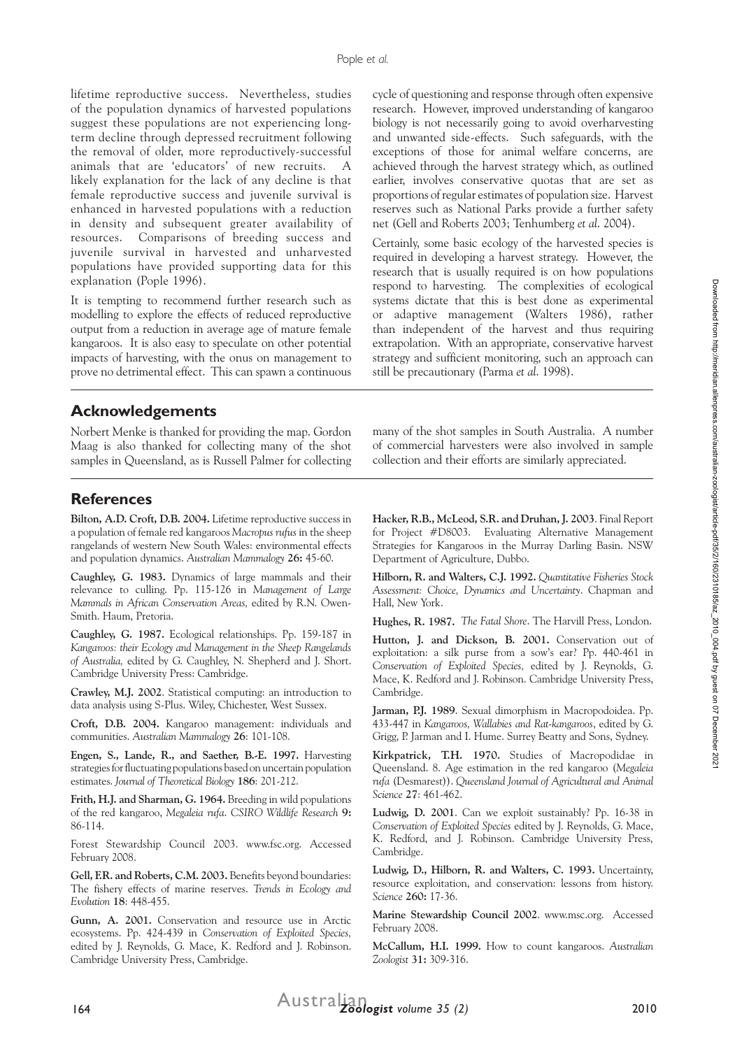lifetime reproductive success. Nevertheless, studies of the population dynamics of harvested populations suggest these populations are not experiencing long-term decline through depressed recruitment following the removal of older, more reproductively-successful animals that are 'educators' of new recruits. A likely explanation for the lack of any decline is that female reproductive success and juvenile survival is enhanced in harvested populations with a reduction in density and subsequent greater availability of resources. Comparisons of breeding success and juvenile survival in harvested and unharvested populations have provided supporting data for this explanation (Pople 1996).

It is tempting to recommend further research such as modelling to explore the effects of reduced reproductive output from a reduction in average age of mature female kangaroos. It is also easy to speculate on other potential impacts of harvesting, with the onus on management to prove no detrimental effect. This can spawn a continuous cycle of questioning and response through often expensive research. However, improved understanding of kangaroo biology is not necessarily going to avoid overharvesting and unwanted side-effects. Such safeguards, with the exceptions of those for animal welfare concerns, are achieved through the harvest strategy which, as outlined earlier, involves conservative quotas that are set as proportions of regular estimates of population size. Harvest reserves such as National Parks provide a further safety net (Gell and Roberts 2003; Tenhumberg *et al*. 2004).

Certainly, some basic ecology of the harvested species is required in developing a harvest strategy. However, the research that is usually required is on how populations respond to harvesting. The complexities of ecological systems dictate that this is best done as experimental or adaptive management (Walters 1986), rather than independent of the harvest and thus requiring extrapolation. With an appropriate, conservative harvest strategy and sufficient monitoring, such an approach can still be precautionary (Parma *et al*. 1998).

## Acknowledgements

Norbert Menke is thanked for providing the map. Gordon Maag is also thanked for collecting many of the shot samples in Queensland, as is Russell Palmer for collecting many of the shot samples in South Australia. A number of commercial harvesters were also involved in sample collection and their efforts are similarly appreciated.

## References

**Bilton, A.D. Croft, D.B. 2004.** Lifetime reproductive success in a population of female red kangaroos *Macropus rufus* in the sheep rangelands of western New South Wales: environmental effects and population dynamics. *Australian Mammalogy* **26:** 45-60.

**Caughley, G. 1983.** Dynamics of large mammals and their relevance to culling. Pp. 115-126 in *Management of Large Mammals in African Conservation Areas,* edited by R.N. Owen-Smith. Haum, Pretoria.

**Caughley, G. 1987.** Ecological relationships. Pp. 159-187 in *Kangaroos: their Ecology and Management in the Sheep Rangelands of Australia,* edited by G. Caughley, N. Shepherd and J. Short. Cambridge University Press: Cambridge.

**Crawley, M.J. 2002**. Statistical computing: an introduction to data analysis using S-Plus. Wiley, Chichester, West Sussex.

**Croft, D.B. 2004.** Kangaroo management: individuals and communities. *Australian Mammalogy* **26**: 101-108.

**Engen, S., Lande, R., and Saether, B.-E. 1997.** Harvesting strategies for fluctuating populations based on uncertain population estimates. *Journal of Theoretical Biology* **186**: 201-212.

**Frith, H.J. and Sharman, G. 1964.** Breeding in wild populations of the red kangaroo, *Megaleia rufa*. *CSIRO Wildlife Research* **9:** 86-114.

Forest Stewardship Council 2003. www.fsc.org. Accessed February 2008.

**Gell, F.R. and Roberts, C.M. 2003.** Benefits beyond boundaries: The fishery effects of marine reserves. *Trends in Ecology and Evolution* **18**: 448-455.

**Gunn, A. 2001.** Conservation and resource use in Arctic ecosystems. Pp. 424-439 in *Conservation of Exploited Species,* edited by J. Reynolds, G. Mace, K. Redford and J. Robinson. Cambridge University Press, Cambridge.

**Hacker, R.B., McLeod, S.R. and Druhan, J. 2003**. Final Report for Project #D8003. Evaluating Alternative Management Strategies for Kangaroos in the Murray Darling Basin. NSW Department of Agriculture, Dubbo.

**Hilborn, R. and Walters, C.J. 1992.** *Quantitative Fisheries Stock Assessment: Choice, Dynamics and Uncertainty*. Chapman and Hall, New York.

**Hughes, R. 1987.** *The Fatal Shore*. The Harvill Press, London.

**Hutton, J. and Dickson, B. 2001.** Conservation out of exploitation: a silk purse from a sow's ear? Pp. 440-461 in *Conservation of Exploited Species,* edited by J. Reynolds, G. Mace, K. Redford and J. Robinson. Cambridge University Press, Cambridge.

**Jarman, P.J. 1989**. Sexual dimorphism in Macropodoidea. Pp. 433-447 in *Kangaroos, Wallabies and Rat-kangaroos*, edited by G. Grigg, P. Jarman and I. Hume. Surrey Beatty and Sons, Sydney.

**Kirkpatrick, T.H. 1970.** Studies of Macropodidae in Queensland. 8. Age estimation in the red kangaroo (*Megaleia rufa* (Desmarest)). *Queensland Journal of Agricultural and Animal Science* **27**: 461-462.

**Ludwig, D. 2001**. Can we exploit sustainably? Pp. 16-38 in *Conservation of Exploited Species* edited by J. Reynolds, G. Mace, K. Redford, and J. Robinson. Cambridge University Press, Cambridge.

**Ludwig, D., Hilborn, R. and Walters, C. 1993.** Uncertainty, resource exploitation, and conservation: lessons from history. *Science* **260:** 17-36.

**Marine Stewardship Council 2002**. www.msc.org. Accessed February 2008.

**McCallum, H.I. 1999.** How to count kangaroos. *Australian Zoologist* **31:** 309-316.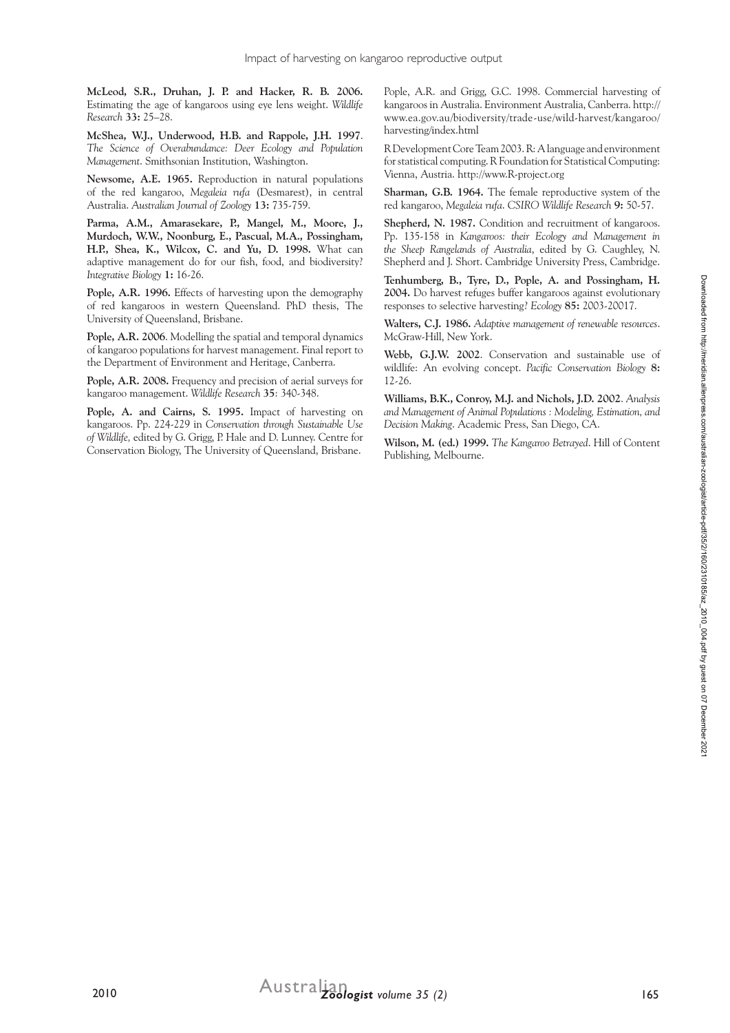**McLeod, S.R., Druhan, J. P. and Hacker, R. B. 2006.** Estimating the age of kangaroos using eye lens weight. *Wildlife Research* **33:** 25–28.

**McShea, W.J., Underwood, H.B. and Rappole, J.H. 1997**. *The Science of Overabundance: Deer Ecology and Population Management*. Smithsonian Institution, Washington.

**Newsome, A.E. 1965.** Reproduction in natural populations of the red kangaroo, *Megaleia rufa* (Desmarest), in central Australia. *Australian Journal of Zoology* **13:** 735-759.

**Parma, A.M., Amarasekare, P., Mangel, M., Moore, J., Murdoch, W.W., Noonburg, E., Pascual, M.A., Possingham, H.P., Shea, K., Wilcox, C. and Yu, D. 1998.** What can adaptive management do for our fish, food, and biodiversity? *Integrative Biology* **1:** 16-26.

**Pople, A.R. 1996.** Effects of harvesting upon the demography of red kangaroos in western Queensland. PhD thesis, The University of Queensland, Brisbane.

**Pople, A.R. 2006**. Modelling the spatial and temporal dynamics of kangaroo populations for harvest management. Final report to the Department of Environment and Heritage, Canberra.

**Pople, A.R. 2008.** Frequency and precision of aerial surveys for kangaroo management. *Wildlife Research* **35**: 340-348.

**Pople, A. and Cairns, S. 1995.** Impact of harvesting on kangaroos. Pp. 224-229 in *Conservation through Sustainable Use of Wildlife*, edited by G. Grigg, P. Hale and D. Lunney. Centre for Conservation Biology, The University of Queensland, Brisbane.

Pople, A.R. and Grigg, G.C. 1998. Commercial harvesting of kangaroos in Australia. Environment Australia, Canberra. http://www.ea.gov.au/biodiversity/trade-use/wild-harvest/kangaroo/harvesting/index.html

R Development Core Team 2003. R: A language and environment for statistical computing. R Foundation for Statistical Computing: Vienna, Austria. http://www.R-project.org

**Sharman, G.B. 1964.** The female reproductive system of the red kangaroo, *Megaleia rufa*. *CSIRO Wildlife Research* **9:** 50-57.

**Shepherd, N. 1987.** Condition and recruitment of kangaroos. Pp. 135-158 in *Kangaroos: their Ecology and Management in the Sheep Rangelands of Australia*, edited by G. Caughley, N. Shepherd and J. Short. Cambridge University Press, Cambridge.

**Tenhumberg, B., Tyre, D., Pople, A. and Possingham, H. 2004.** Do harvest refuges buffer kangaroos against evolutionary responses to selective harvesting? *Ecology* **85:** 2003-20017.

**Walters, C.J. 1986.** *Adaptive management of renewable resources*. McGraw-Hill, New York.

**Webb, G.J.W. 2002**. Conservation and sustainable use of wildlife: An evolving concept. *Pacific Conservation Biology* **8:** 12-26.

**Williams, B.K., Conroy, M.J. and Nichols, J.D. 2002**. *Analysis and Management of Animal Populations : Modeling, Estimation, and Decision Making*. Academic Press, San Diego, CA.

**Wilson, M. (ed.) 1999.** *The Kangaroo Betrayed*. Hill of Content Publishing, Melbourne.